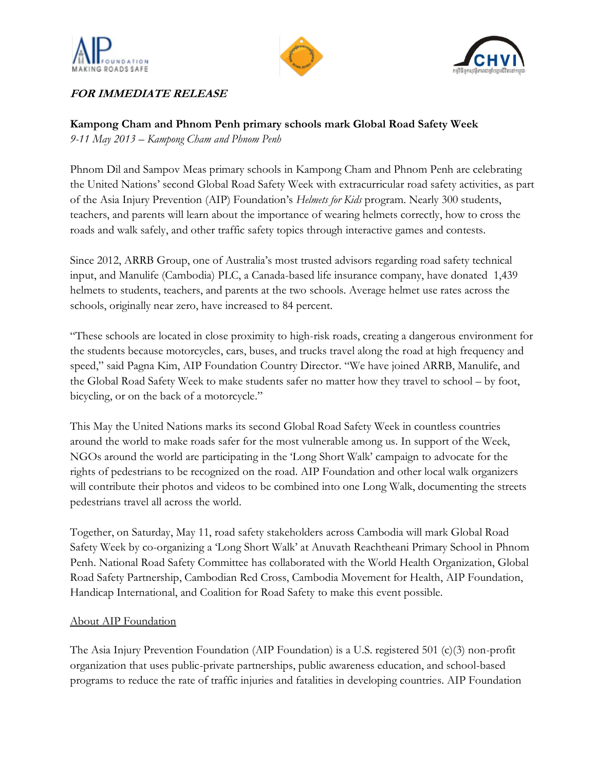***FOR IMMEDIATE RELEASE***

**Kampong Cham and Phnom Penh primary schools mark Global Road Safety Week**

*9-11 May 2013 – Kampong Cham and Phnom Penh*

Phnom Dil and Sampov Meas primary schools in Kampong Cham and Phnom Penh are celebrating the United Nations' second Global Road Safety Week with extracurricular road safety activities, as part of the Asia Injury Prevention (AIP) Foundation's *Helmets for Kids* program. Nearly 300 students, teachers, and parents will learn about the importance of wearing helmets correctly, how to cross the roads and walk safely, and other traffic safety topics through interactive games and contests.

Since 2012, ARRB Group, one of Australia's most trusted advisors regarding road safety technical input, and Manulife (Cambodia) PLC, a Canada-based life insurance company, have donated 1,439 helmets to students, teachers, and parents at the two schools. Average helmet use rates across the schools, originally near zero, have increased to 84 percent.

"These schools are located in close proximity to high-risk roads, creating a dangerous environment for the students because motorcycles, cars, buses, and trucks travel along the road at high frequency and speed," said Pagna Kim, AIP Foundation Country Director. "We have joined ARRB, Manulife, and the Global Road Safety Week to make students safer no matter how they travel to school – by foot, bicycling, or on the back of a motorcycle."

This May the United Nations marks its second Global Road Safety Week in countless countries around the world to make roads safer for the most vulnerable among us. In support of the Week, NGOs around the world are participating in the 'Long Short Walk' campaign to advocate for the rights of pedestrians to be recognized on the road. AIP Foundation and other local walk organizers will contribute their photos and videos to be combined into one Long Walk, documenting the streets pedestrians travel all across the world.

Together, on Saturday, May 11, road safety stakeholders across Cambodia will mark Global Road Safety Week by co-organizing a 'Long Short Walk' at Anuvath Reachtheani Primary School in Phnom Penh. National Road Safety Committee has collaborated with the World Health Organization, Global Road Safety Partnership, Cambodian Red Cross, Cambodia Movement for Health, AIP Foundation, Handicap International, and Coalition for Road Safety to make this event possible.

## About AIP Foundation

The Asia Injury Prevention Foundation (AIP Foundation) is a U.S. registered 501 (c)(3) non-profit organization that uses public-private partnerships, public awareness education, and school-based programs to reduce the rate of traffic injuries and fatalities in developing countries. AIP Foundation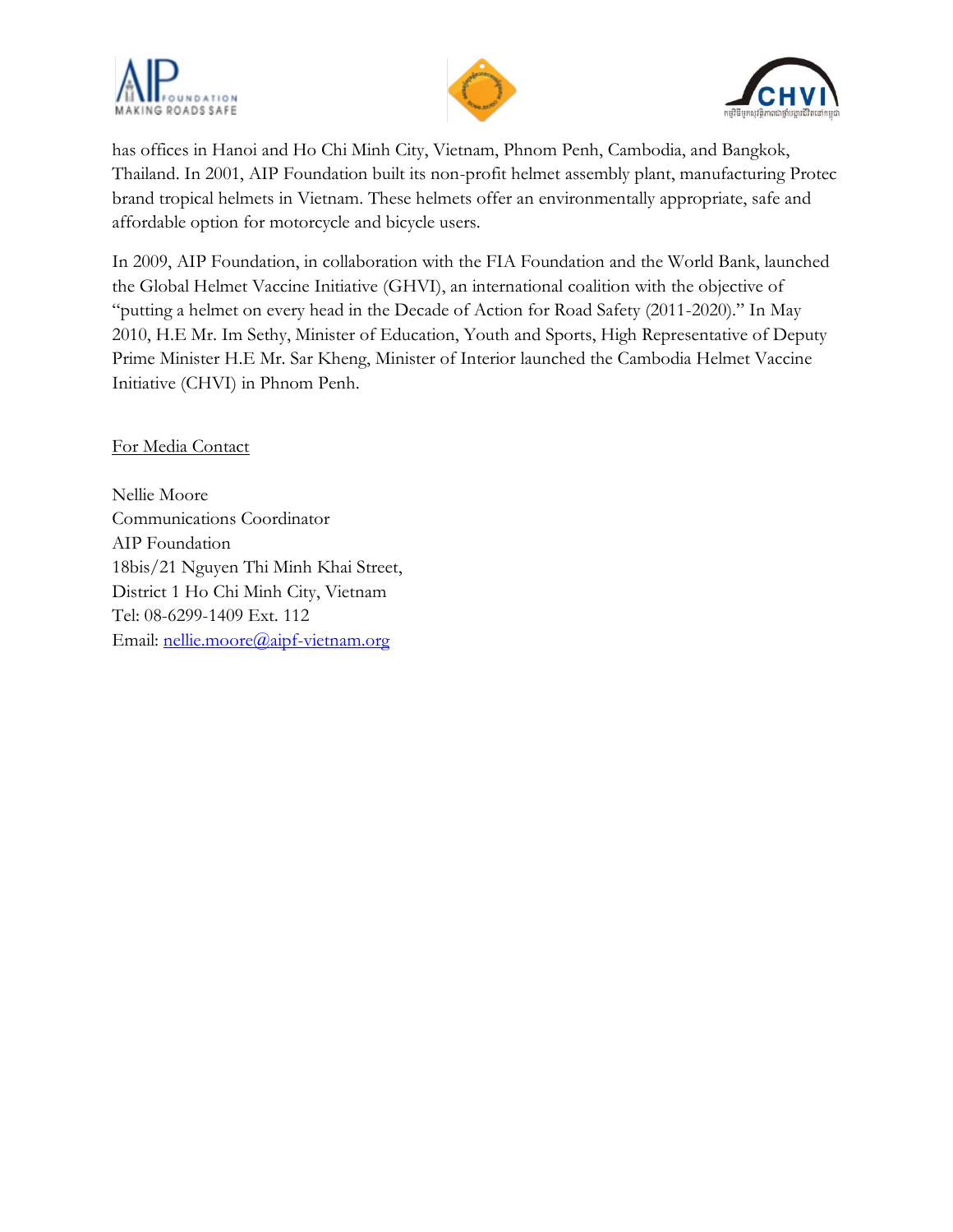has offices in Hanoi and Ho Chi Minh City, Vietnam, Phnom Penh, Cambodia, and Bangkok, Thailand. In 2001, AIP Foundation built its non-profit helmet assembly plant, manufacturing Protec brand tropical helmets in Vietnam. These helmets offer an environmentally appropriate, safe and affordable option for motorcycle and bicycle users.

In 2009, AIP Foundation, in collaboration with the FIA Foundation and the World Bank, launched the Global Helmet Vaccine Initiative (GHVI), an international coalition with the objective of "putting a helmet on every head in the Decade of Action for Road Safety (2011-2020)." In May 2010, H.E Mr. Im Sethy, Minister of Education, Youth and Sports, High Representative of Deputy Prime Minister H.E Mr. Sar Kheng, Minister of Interior launched the Cambodia Helmet Vaccine Initiative (CHVI) in Phnom Penh.

For Media Contact

Nellie Moore
Communications Coordinator
AIP Foundation
18bis/21 Nguyen Thi Minh Khai Street,
District 1 Ho Chi Minh City, Vietnam
Tel: 08-6299-1409 Ext. 112
Email: nellie.moore@aipf-vietnam.org